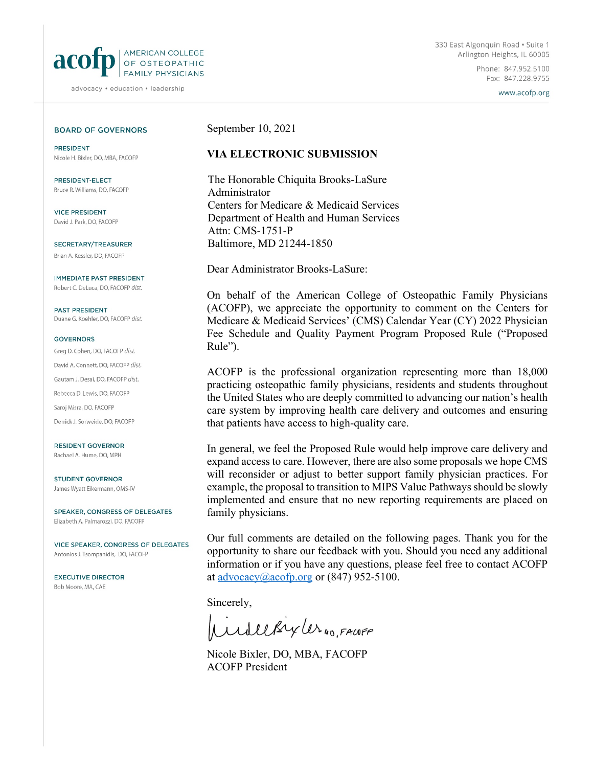**acofp** | AMERICAN COLLEGE OF OSTEOPATHIC FAMILY PHYSICIANS

advocacy • education • leadership

330 East Algonquin Road • Suite 1
Arlington Heights, IL 60005
Phone: 847.952.5100
Fax: 847.228.9755
www.acofp.org

**BOARD OF GOVERNORS**

**PRESIDENT**
Nicole H. Bixler, DO, MBA, FACOFP

**PRESIDENT-ELECT**
Bruce R. Williams, DO, FACOFP

**VICE PRESIDENT**
David J. Park, DO, FACOFP

**SECRETARY/TREASURER**
Brian A. Kessler, DO, FACOFP

**IMMEDIATE PAST PRESIDENT**
Robert C. DeLuca, DO, FACOFP *dist.*

**PAST PRESIDENT**
Duane G. Koehler, DO, FACOFP *dist.*

**GOVERNORS**
Greg D. Cohen, DO, FACOFP *dist.*
David A. Connett, DO, FACOFP *dist.*
Gautam J. Desai, DO, FACOFP *dist.*
Rebecca D. Lewis, DO, FACOFP
Saroj Misra, DO, FACOFP
Derrick J. Sorweide, DO, FACOFP

**RESIDENT GOVERNOR**
Rachael A. Hume, DO, MPH

**STUDENT GOVERNOR**
James Wyatt Eikermann, OMS-IV

**SPEAKER, CONGRESS OF DELEGATES**
Elizabeth A. Palmarozzi, DO, FACOFP

**VICE SPEAKER, CONGRESS OF DELEGATES**
Antonios J. Tsompanidis, DO, FACOFP

**EXECUTIVE DIRECTOR**
Bob Moore, MA, CAE

September 10, 2021

**VIA ELECTRONIC SUBMISSION**

The Honorable Chiquita Brooks-LaSure
Administrator
Centers for Medicare & Medicaid Services
Department of Health and Human Services
Attn: CMS-1751-P
Baltimore, MD 21244-1850

Dear Administrator Brooks-LaSure:

On behalf of the American College of Osteopathic Family Physicians (ACOFP), we appreciate the opportunity to comment on the Centers for Medicare & Medicaid Services' (CMS) Calendar Year (CY) 2022 Physician Fee Schedule and Quality Payment Program Proposed Rule ("Proposed Rule").

ACOFP is the professional organization representing more than 18,000 practicing osteopathic family physicians, residents and students throughout the United States who are deeply committed to advancing our nation's health care system by improving health care delivery and outcomes and ensuring that patients have access to high-quality care.

In general, we feel the Proposed Rule would help improve care delivery and expand access to care. However, there are also some proposals we hope CMS will reconsider or adjust to better support family physician practices. For example, the proposal to transition to MIPS Value Pathways should be slowly implemented and ensure that no new reporting requirements are placed on family physicians.

Our full comments are detailed on the following pages. Thank you for the opportunity to share our feedback with you. Should you need any additional information or if you have any questions, please feel free to contact ACOFP at advocacy@acofp.org or (847) 952-5100.

Sincerely,

Nicole Bixler, DO, FACOFP

Nicole Bixler, DO, MBA, FACOFP
ACOFP President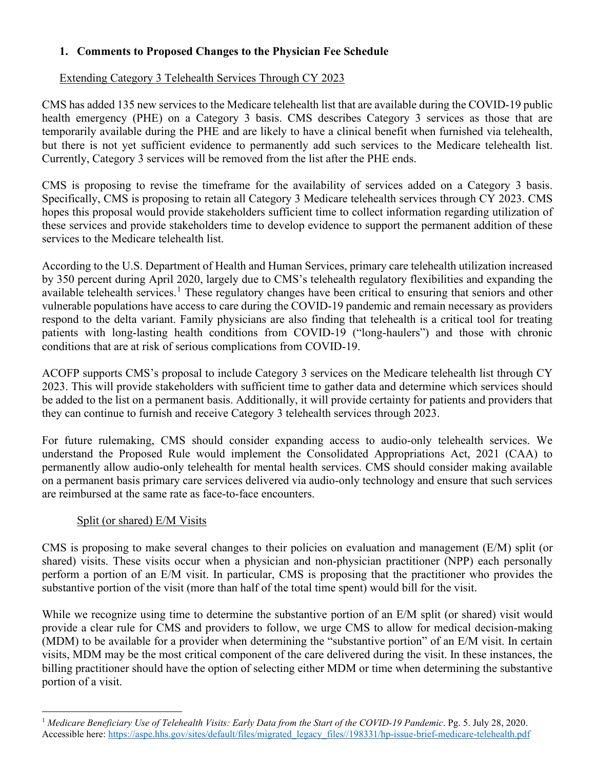## 1. Comments to Proposed Changes to the Physician Fee Schedule

### Extending Category 3 Telehealth Services Through CY 2023

CMS has added 135 new services to the Medicare telehealth list that are available during the COVID-19 public health emergency (PHE) on a Category 3 basis. CMS describes Category 3 services as those that are temporarily available during the PHE and are likely to have a clinical benefit when furnished via telehealth, but there is not yet sufficient evidence to permanently add such services to the Medicare telehealth list. Currently, Category 3 services will be removed from the list after the PHE ends.

CMS is proposing to revise the timeframe for the availability of services added on a Category 3 basis. Specifically, CMS is proposing to retain all Category 3 Medicare telehealth services through CY 2023. CMS hopes this proposal would provide stakeholders sufficient time to collect information regarding utilization of these services and provide stakeholders time to develop evidence to support the permanent addition of these services to the Medicare telehealth list.

According to the U.S. Department of Health and Human Services, primary care telehealth utilization increased by 350 percent during April 2020, largely due to CMS's telehealth regulatory flexibilities and expanding the available telehealth services.[1] These regulatory changes have been critical to ensuring that seniors and other vulnerable populations have access to care during the COVID-19 pandemic and remain necessary as providers respond to the delta variant. Family physicians are also finding that telehealth is a critical tool for treating patients with long-lasting health conditions from COVID-19 ("long-haulers") and those with chronic conditions that are at risk of serious complications from COVID-19.

ACOFP supports CMS's proposal to include Category 3 services on the Medicare telehealth list through CY 2023. This will provide stakeholders with sufficient time to gather data and determine which services should be added to the list on a permanent basis. Additionally, it will provide certainty for patients and providers that they can continue to furnish and receive Category 3 telehealth services through 2023.

For future rulemaking, CMS should consider expanding access to audio-only telehealth services. We understand the Proposed Rule would implement the Consolidated Appropriations Act, 2021 (CAA) to permanently allow audio-only telehealth for mental health services. CMS should consider making available on a permanent basis primary care services delivered via audio-only technology and ensure that such services are reimbursed at the same rate as face-to-face encounters.

### Split (or shared) E/M Visits

CMS is proposing to make several changes to their policies on evaluation and management (E/M) split (or shared) visits. These visits occur when a physician and non-physician practitioner (NPP) each personally perform a portion of an E/M visit. In particular, CMS is proposing that the practitioner who provides the substantive portion of the visit (more than half of the total time spent) would bill for the visit.

While we recognize using time to determine the substantive portion of an E/M split (or shared) visit would provide a clear rule for CMS and providers to follow, we urge CMS to allow for medical decision-making (MDM) to be available for a provider when determining the "substantive portion" of an E/M visit. In certain visits, MDM may be the most critical component of the care delivered during the visit. In these instances, the billing practitioner should have the option of selecting either MDM or time when determining the substantive portion of a visit.

---

[1] *Medicare Beneficiary Use of Telehealth Visits: Early Data from the Start of the COVID-19 Pandemic*. Pg. 5. July 28, 2020. Accessible here: https://aspe.hhs.gov/sites/default/files/migrated_legacy_files//198331/hp-issue-brief-medicare-telehealth.pdf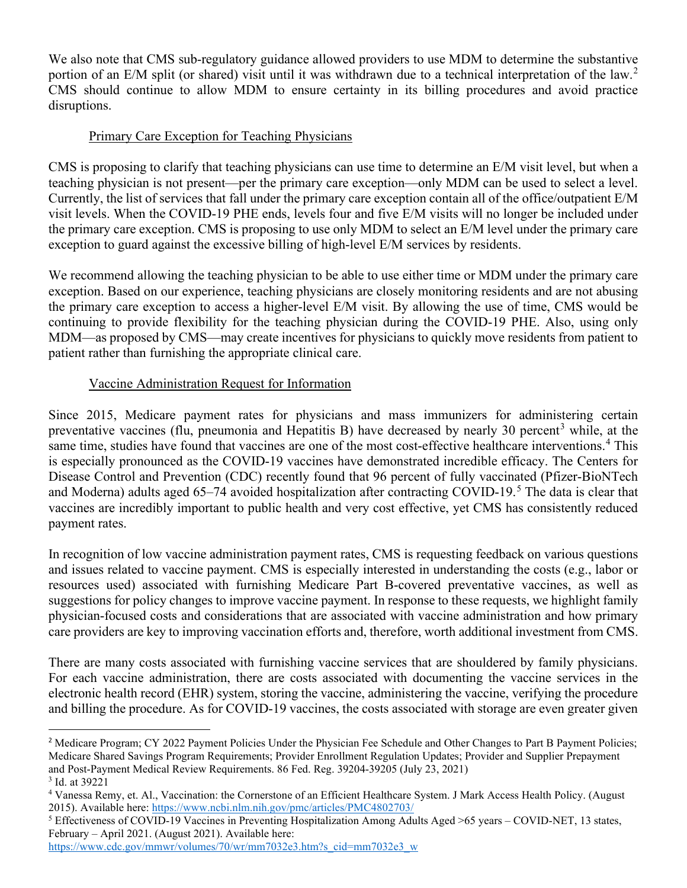We also note that CMS sub-regulatory guidance allowed providers to use MDM to determine the substantive portion of an E/M split (or shared) visit until it was withdrawn due to a technical interpretation of the law.[2] CMS should continue to allow MDM to ensure certainty in its billing procedures and avoid practice disruptions.

Primary Care Exception for Teaching Physicians

CMS is proposing to clarify that teaching physicians can use time to determine an E/M visit level, but when a teaching physician is not present—per the primary care exception—only MDM can be used to select a level. Currently, the list of services that fall under the primary care exception contain all of the office/outpatient E/M visit levels. When the COVID-19 PHE ends, levels four and five E/M visits will no longer be included under the primary care exception. CMS is proposing to use only MDM to select an E/M level under the primary care exception to guard against the excessive billing of high-level E/M services by residents.

We recommend allowing the teaching physician to be able to use either time or MDM under the primary care exception. Based on our experience, teaching physicians are closely monitoring residents and are not abusing the primary care exception to access a higher-level E/M visit. By allowing the use of time, CMS would be continuing to provide flexibility for the teaching physician during the COVID-19 PHE. Also, using only MDM—as proposed by CMS—may create incentives for physicians to quickly move residents from patient to patient rather than furnishing the appropriate clinical care.

Vaccine Administration Request for Information

Since 2015, Medicare payment rates for physicians and mass immunizers for administering certain preventative vaccines (flu, pneumonia and Hepatitis B) have decreased by nearly 30 percent[3] while, at the same time, studies have found that vaccines are one of the most cost-effective healthcare interventions.[4] This is especially pronounced as the COVID-19 vaccines have demonstrated incredible efficacy. The Centers for Disease Control and Prevention (CDC) recently found that 96 percent of fully vaccinated (Pfizer-BioNTech and Moderna) adults aged 65–74 avoided hospitalization after contracting COVID-19.[5] The data is clear that vaccines are incredibly important to public health and very cost effective, yet CMS has consistently reduced payment rates.

In recognition of low vaccine administration payment rates, CMS is requesting feedback on various questions and issues related to vaccine payment. CMS is especially interested in understanding the costs (e.g., labor or resources used) associated with furnishing Medicare Part B-covered preventative vaccines, as well as suggestions for policy changes to improve vaccine payment. In response to these requests, we highlight family physician-focused costs and considerations that are associated with vaccine administration and how primary care providers are key to improving vaccination efforts and, therefore, worth additional investment from CMS.

There are many costs associated with furnishing vaccine services that are shouldered by family physicians. For each vaccine administration, there are costs associated with documenting the vaccine services in the electronic health record (EHR) system, storing the vaccine, administering the vaccine, verifying the procedure and billing the procedure. As for COVID-19 vaccines, the costs associated with storage are even greater given

---

[2] Medicare Program; CY 2022 Payment Policies Under the Physician Fee Schedule and Other Changes to Part B Payment Policies; Medicare Shared Savings Program Requirements; Provider Enrollment Regulation Updates; Provider and Supplier Prepayment and Post-Payment Medical Review Requirements. 86 Fed. Reg. 39204-39205 (July 23, 2021)

[3] Id. at 39221

[4] Vanessa Remy, et. Al., Vaccination: the Cornerstone of an Efficient Healthcare System. J Mark Access Health Policy. (August 2015). Available here: https://www.ncbi.nlm.nih.gov/pmc/articles/PMC4802703/

[5] Effectiveness of COVID-19 Vaccines in Preventing Hospitalization Among Adults Aged >65 years – COVID-NET, 13 states, February – April 2021. (August 2021). Available here: https://www.cdc.gov/mmwr/volumes/70/wr/mm7032e3.htm?s_cid=mm7032e3_w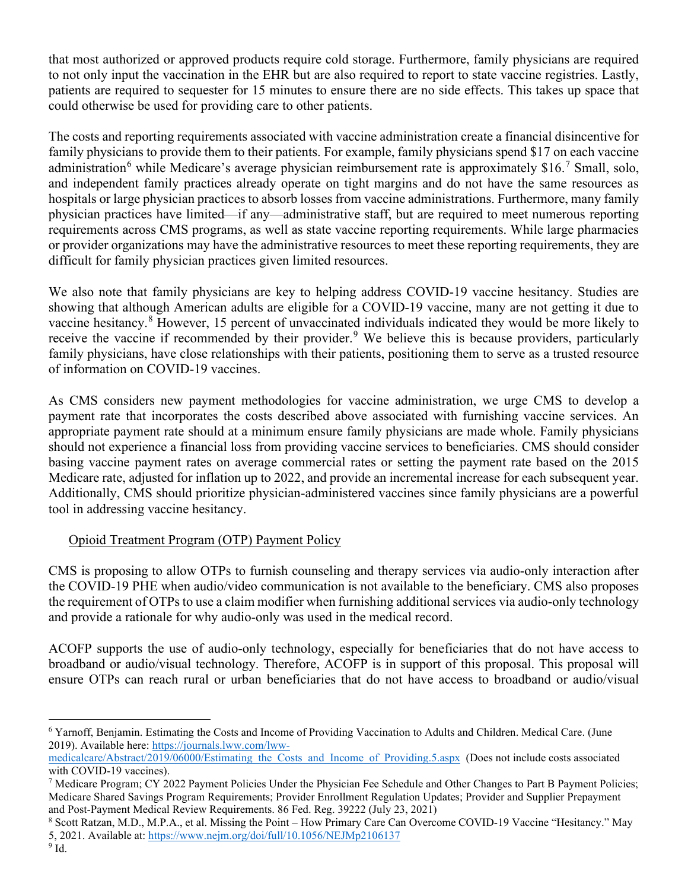that most authorized or approved products require cold storage. Furthermore, family physicians are required to not only input the vaccination in the EHR but are also required to report to state vaccine registries. Lastly, patients are required to sequester for 15 minutes to ensure there are no side effects. This takes up space that could otherwise be used for providing care to other patients.

The costs and reporting requirements associated with vaccine administration create a financial disincentive for family physicians to provide them to their patients. For example, family physicians spend $17 on each vaccine administration[6] while Medicare's average physician reimbursement rate is approximately $16.[7] Small, solo, and independent family practices already operate on tight margins and do not have the same resources as hospitals or large physician practices to absorb losses from vaccine administrations. Furthermore, many family physician practices have limited—if any—administrative staff, but are required to meet numerous reporting requirements across CMS programs, as well as state vaccine reporting requirements. While large pharmacies or provider organizations may have the administrative resources to meet these reporting requirements, they are difficult for family physician practices given limited resources.

We also note that family physicians are key to helping address COVID-19 vaccine hesitancy. Studies are showing that although American adults are eligible for a COVID-19 vaccine, many are not getting it due to vaccine hesitancy.[8] However, 15 percent of unvaccinated individuals indicated they would be more likely to receive the vaccine if recommended by their provider.[9] We believe this is because providers, particularly family physicians, have close relationships with their patients, positioning them to serve as a trusted resource of information on COVID-19 vaccines.

As CMS considers new payment methodologies for vaccine administration, we urge CMS to develop a payment rate that incorporates the costs described above associated with furnishing vaccine services. An appropriate payment rate should at a minimum ensure family physicians are made whole. Family physicians should not experience a financial loss from providing vaccine services to beneficiaries. CMS should consider basing vaccine payment rates on average commercial rates or setting the payment rate based on the 2015 Medicare rate, adjusted for inflation up to 2022, and provide an incremental increase for each subsequent year. Additionally, CMS should prioritize physician-administered vaccines since family physicians are a powerful tool in addressing vaccine hesitancy.

Opioid Treatment Program (OTP) Payment Policy

CMS is proposing to allow OTPs to furnish counseling and therapy services via audio-only interaction after the COVID-19 PHE when audio/video communication is not available to the beneficiary. CMS also proposes the requirement of OTPs to use a claim modifier when furnishing additional services via audio-only technology and provide a rationale for why audio-only was used in the medical record.

ACOFP supports the use of audio-only technology, especially for beneficiaries that do not have access to broadband or audio/visual technology. Therefore, ACOFP is in support of this proposal. This proposal will ensure OTPs can reach rural or urban beneficiaries that do not have access to broadband or audio/visual

---

[6] Yarnoff, Benjamin. Estimating the Costs and Income of Providing Vaccination to Adults and Children. Medical Care. (June 2019). Available here: https://journals.lww.com/lww-medicalcare/Abstract/2019/06000/Estimating_the_Costs_and_Income_of_Providing.5.aspx (Does not include costs associated with COVID-19 vaccines).

[7] Medicare Program; CY 2022 Payment Policies Under the Physician Fee Schedule and Other Changes to Part B Payment Policies; Medicare Shared Savings Program Requirements; Provider Enrollment Regulation Updates; Provider and Supplier Prepayment and Post-Payment Medical Review Requirements. 86 Fed. Reg. 39222 (July 23, 2021)

[8] Scott Ratzan, M.D., M.P.A., et al. Missing the Point – How Primary Care Can Overcome COVID-19 Vaccine "Hesitancy." May 5, 2021. Available at: https://www.nejm.org/doi/full/10.1056/NEJMp2106137

[9] Id.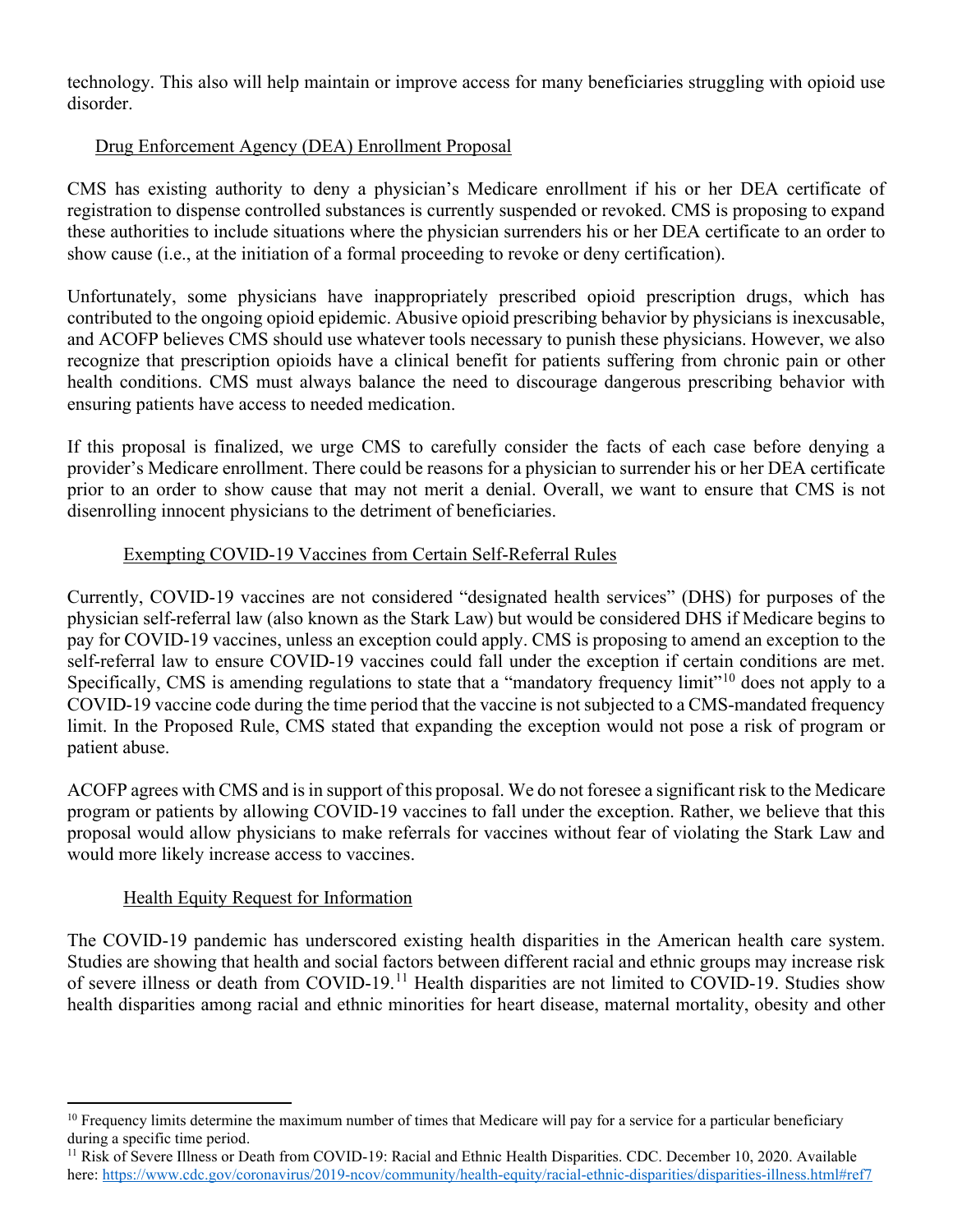technology. This also will help maintain or improve access for many beneficiaries struggling with opioid use disorder.

### Drug Enforcement Agency (DEA) Enrollment Proposal

CMS has existing authority to deny a physician's Medicare enrollment if his or her DEA certificate of registration to dispense controlled substances is currently suspended or revoked. CMS is proposing to expand these authorities to include situations where the physician surrenders his or her DEA certificate to an order to show cause (i.e., at the initiation of a formal proceeding to revoke or deny certification).

Unfortunately, some physicians have inappropriately prescribed opioid prescription drugs, which has contributed to the ongoing opioid epidemic. Abusive opioid prescribing behavior by physicians is inexcusable, and ACOFP believes CMS should use whatever tools necessary to punish these physicians. However, we also recognize that prescription opioids have a clinical benefit for patients suffering from chronic pain or other health conditions. CMS must always balance the need to discourage dangerous prescribing behavior with ensuring patients have access to needed medication.

If this proposal is finalized, we urge CMS to carefully consider the facts of each case before denying a provider's Medicare enrollment. There could be reasons for a physician to surrender his or her DEA certificate prior to an order to show cause that may not merit a denial. Overall, we want to ensure that CMS is not disenrolling innocent physicians to the detriment of beneficiaries.

### Exempting COVID-19 Vaccines from Certain Self-Referral Rules

Currently, COVID-19 vaccines are not considered "designated health services" (DHS) for purposes of the physician self-referral law (also known as the Stark Law) but would be considered DHS if Medicare begins to pay for COVID-19 vaccines, unless an exception could apply. CMS is proposing to amend an exception to the self-referral law to ensure COVID-19 vaccines could fall under the exception if certain conditions are met. Specifically, CMS is amending regulations to state that a "mandatory frequency limit"[10] does not apply to a COVID-19 vaccine code during the time period that the vaccine is not subjected to a CMS-mandated frequency limit. In the Proposed Rule, CMS stated that expanding the exception would not pose a risk of program or patient abuse.

ACOFP agrees with CMS and is in support of this proposal. We do not foresee a significant risk to the Medicare program or patients by allowing COVID-19 vaccines to fall under the exception. Rather, we believe that this proposal would allow physicians to make referrals for vaccines without fear of violating the Stark Law and would more likely increase access to vaccines.

### Health Equity Request for Information

The COVID-19 pandemic has underscored existing health disparities in the American health care system. Studies are showing that health and social factors between different racial and ethnic groups may increase risk of severe illness or death from COVID-19.[11] Health disparities are not limited to COVID-19. Studies show health disparities among racial and ethnic minorities for heart disease, maternal mortality, obesity and other

---

[10] Frequency limits determine the maximum number of times that Medicare will pay for a service for a particular beneficiary during a specific time period.

[11] Risk of Severe Illness or Death from COVID-19: Racial and Ethnic Health Disparities. CDC. December 10, 2020. Available here: https://www.cdc.gov/coronavirus/2019-ncov/community/health-equity/racial-ethnic-disparities/disparities-illness.html#ref7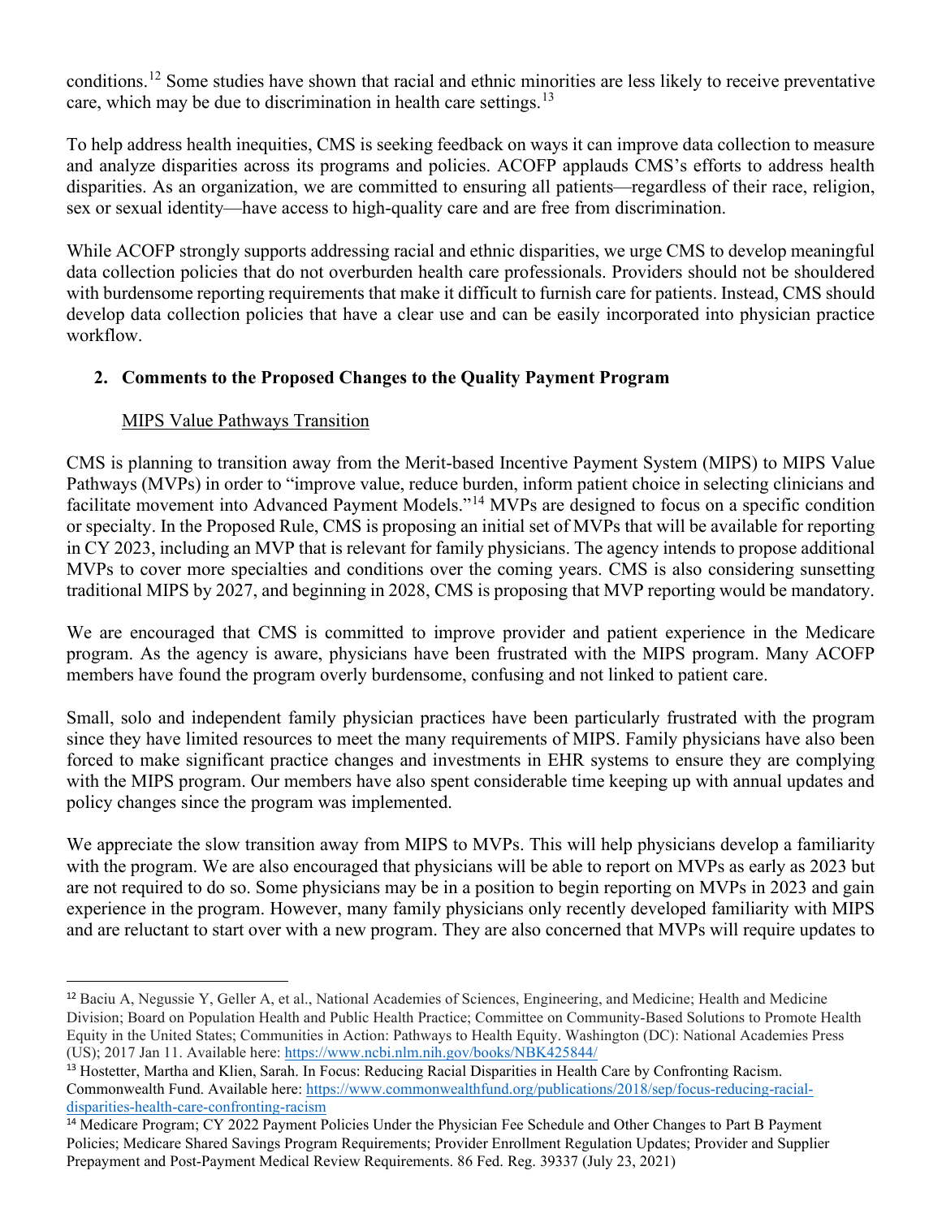conditions.[12] Some studies have shown that racial and ethnic minorities are less likely to receive preventative care, which may be due to discrimination in health care settings.[13]

To help address health inequities, CMS is seeking feedback on ways it can improve data collection to measure and analyze disparities across its programs and policies. ACOFP applauds CMS's efforts to address health disparities. As an organization, we are committed to ensuring all patients—regardless of their race, religion, sex or sexual identity—have access to high-quality care and are free from discrimination.

While ACOFP strongly supports addressing racial and ethnic disparities, we urge CMS to develop meaningful data collection policies that do not overburden health care professionals. Providers should not be shouldered with burdensome reporting requirements that make it difficult to furnish care for patients. Instead, CMS should develop data collection policies that have a clear use and can be easily incorporated into physician practice workflow.

## 2. Comments to the Proposed Changes to the Quality Payment Program

### MIPS Value Pathways Transition

CMS is planning to transition away from the Merit-based Incentive Payment System (MIPS) to MIPS Value Pathways (MVPs) in order to "improve value, reduce burden, inform patient choice in selecting clinicians and facilitate movement into Advanced Payment Models."[14] MVPs are designed to focus on a specific condition or specialty. In the Proposed Rule, CMS is proposing an initial set of MVPs that will be available for reporting in CY 2023, including an MVP that is relevant for family physicians. The agency intends to propose additional MVPs to cover more specialties and conditions over the coming years. CMS is also considering sunsetting traditional MIPS by 2027, and beginning in 2028, CMS is proposing that MVP reporting would be mandatory.

We are encouraged that CMS is committed to improve provider and patient experience in the Medicare program. As the agency is aware, physicians have been frustrated with the MIPS program. Many ACOFP members have found the program overly burdensome, confusing and not linked to patient care.

Small, solo and independent family physician practices have been particularly frustrated with the program since they have limited resources to meet the many requirements of MIPS. Family physicians have also been forced to make significant practice changes and investments in EHR systems to ensure they are complying with the MIPS program. Our members have also spent considerable time keeping up with annual updates and policy changes since the program was implemented.

We appreciate the slow transition away from MIPS to MVPs. This will help physicians develop a familiarity with the program. We are also encouraged that physicians will be able to report on MVPs as early as 2023 but are not required to do so. Some physicians may be in a position to begin reporting on MVPs in 2023 and gain experience in the program. However, many family physicians only recently developed familiarity with MIPS and are reluctant to start over with a new program. They are also concerned that MVPs will require updates to

---

[12] Baciu A, Negussie Y, Geller A, et al., National Academies of Sciences, Engineering, and Medicine; Health and Medicine Division; Board on Population Health and Public Health Practice; Committee on Community-Based Solutions to Promote Health Equity in the United States; Communities in Action: Pathways to Health Equity. Washington (DC): National Academies Press (US); 2017 Jan 11. Available here: https://www.ncbi.nlm.nih.gov/books/NBK425844/

[13] Hostetter, Martha and Klien, Sarah. In Focus: Reducing Racial Disparities in Health Care by Confronting Racism. Commonwealth Fund. Available here: https://www.commonwealthfund.org/publications/2018/sep/focus-reducing-racial-disparities-health-care-confronting-racism

[14] Medicare Program; CY 2022 Payment Policies Under the Physician Fee Schedule and Other Changes to Part B Payment Policies; Medicare Shared Savings Program Requirements; Provider Enrollment Regulation Updates; Provider and Supplier Prepayment and Post-Payment Medical Review Requirements. 86 Fed. Reg. 39337 (July 23, 2021)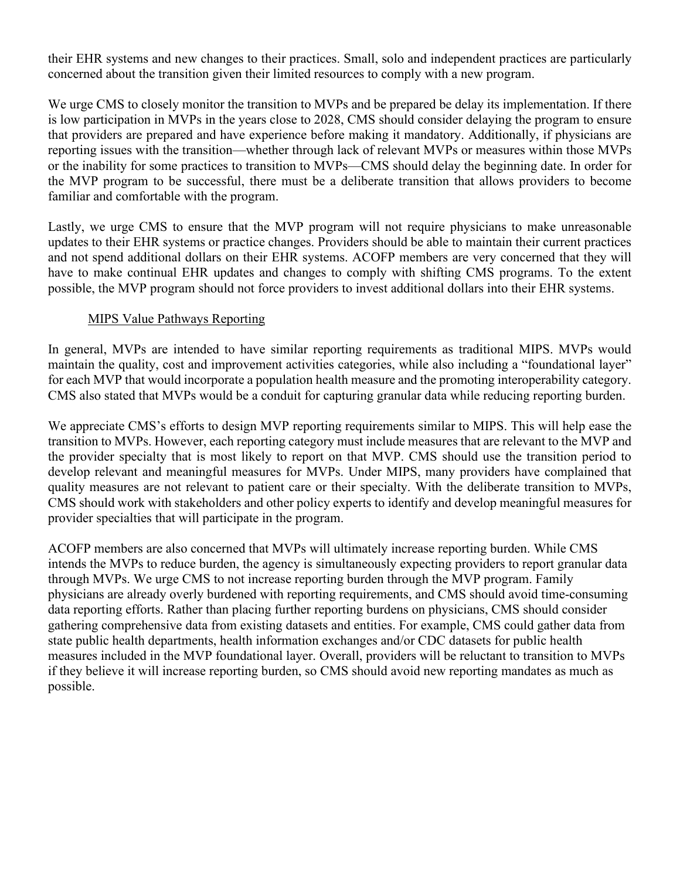their EHR systems and new changes to their practices. Small, solo and independent practices are particularly concerned about the transition given their limited resources to comply with a new program.

We urge CMS to closely monitor the transition to MVPs and be prepared be delay its implementation. If there is low participation in MVPs in the years close to 2028, CMS should consider delaying the program to ensure that providers are prepared and have experience before making it mandatory. Additionally, if physicians are reporting issues with the transition—whether through lack of relevant MVPs or measures within those MVPs or the inability for some practices to transition to MVPs—CMS should delay the beginning date. In order for the MVP program to be successful, there must be a deliberate transition that allows providers to become familiar and comfortable with the program.

Lastly, we urge CMS to ensure that the MVP program will not require physicians to make unreasonable updates to their EHR systems or practice changes. Providers should be able to maintain their current practices and not spend additional dollars on their EHR systems. ACOFP members are very concerned that they will have to make continual EHR updates and changes to comply with shifting CMS programs. To the extent possible, the MVP program should not force providers to invest additional dollars into their EHR systems.

MIPS Value Pathways Reporting

In general, MVPs are intended to have similar reporting requirements as traditional MIPS. MVPs would maintain the quality, cost and improvement activities categories, while also including a "foundational layer" for each MVP that would incorporate a population health measure and the promoting interoperability category. CMS also stated that MVPs would be a conduit for capturing granular data while reducing reporting burden.

We appreciate CMS's efforts to design MVP reporting requirements similar to MIPS. This will help ease the transition to MVPs. However, each reporting category must include measures that are relevant to the MVP and the provider specialty that is most likely to report on that MVP. CMS should use the transition period to develop relevant and meaningful measures for MVPs. Under MIPS, many providers have complained that quality measures are not relevant to patient care or their specialty. With the deliberate transition to MVPs, CMS should work with stakeholders and other policy experts to identify and develop meaningful measures for provider specialties that will participate in the program.

ACOFP members are also concerned that MVPs will ultimately increase reporting burden. While CMS intends the MVPs to reduce burden, the agency is simultaneously expecting providers to report granular data through MVPs. We urge CMS to not increase reporting burden through the MVP program. Family physicians are already overly burdened with reporting requirements, and CMS should avoid time-consuming data reporting efforts. Rather than placing further reporting burdens on physicians, CMS should consider gathering comprehensive data from existing datasets and entities. For example, CMS could gather data from state public health departments, health information exchanges and/or CDC datasets for public health measures included in the MVP foundational layer. Overall, providers will be reluctant to transition to MVPs if they believe it will increase reporting burden, so CMS should avoid new reporting mandates as much as possible.